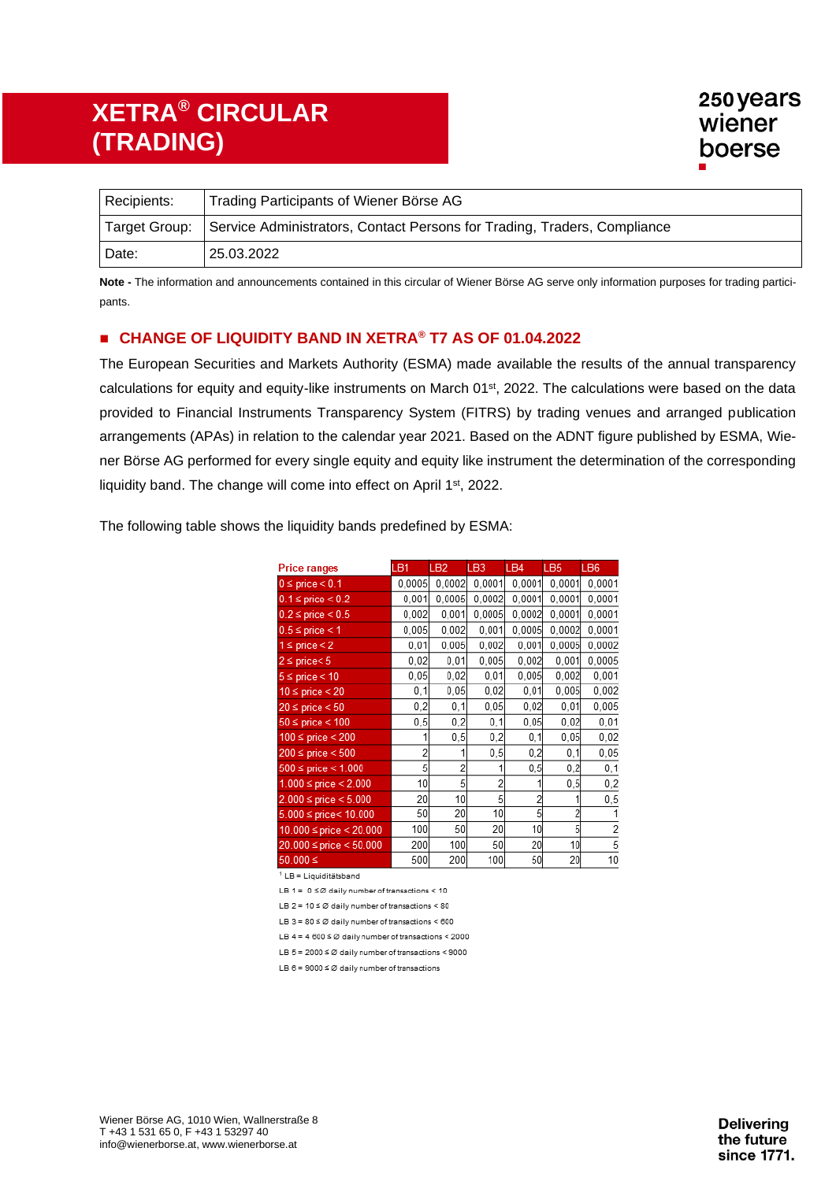# XETRA® CIRCULAR (TRADING)

250 years wiener boerse

| Recipients: | Trading Participants of Wiener Börse AG |
|---|---|
| Target Group: | Service Administrators, Contact Persons for Trading, Traders, Compliance |
| Date: | 25.03.2022 |

**Note -** The information and announcements contained in this circular of Wiener Börse AG serve only information purposes for trading participants.

## ■ CHANGE OF LIQUIDITY BAND IN XETRA® T7 AS OF 01.04.2022

The European Securities and Markets Authority (ESMA) made available the results of the annual transparency calculations for equity and equity-like instruments on March 01st, 2022. The calculations were based on the data provided to Financial Instruments Transparency System (FITRS) by trading venues and arranged publication arrangements (APAs) in relation to the calendar year 2021. Based on the ADNT figure published by ESMA, Wiener Börse AG performed for every single equity and equity like instrument the determination of the corresponding liquidity band. The change will come into effect on April 1st, 2022.

The following table shows the liquidity bands predefined by ESMA:

| Price ranges | LB1 | LB2 | LB3 | LB4 | LB5 | LB6 |
|---|---|---|---|---|---|---|
| 0 ≤ price < 0.1 | 0,0005 | 0,0002 | 0,0001 | 0,0001 | 0,0001 | 0,0001 |
| 0.1 ≤ price < 0.2 | 0,001 | 0,0005 | 0,0002 | 0,0001 | 0,0001 | 0,0001 |
| 0.2 ≤ price < 0.5 | 0,002 | 0,001 | 0,0005 | 0,0002 | 0,0001 | 0,0001 |
| 0.5 ≤ price < 1 | 0,005 | 0,002 | 0,001 | 0,0005 | 0,0002 | 0,0001 |
| 1 ≤ price < 2 | 0,01 | 0,005 | 0,002 | 0,001 | 0,0005 | 0,0002 |
| 2 ≤ price< 5 | 0,02 | 0,01 | 0,005 | 0,002 | 0,001 | 0,0005 |
| 5 ≤ price < 10 | 0,05 | 0,02 | 0,01 | 0,005 | 0,002 | 0,001 |
| 10 ≤ price < 20 | 0,1 | 0,05 | 0,02 | 0,01 | 0,005 | 0,002 |
| 20 ≤ price < 50 | 0,2 | 0,1 | 0,05 | 0,02 | 0,01 | 0,005 |
| 50 ≤ price < 100 | 0,5 | 0,2 | 0,1 | 0,05 | 0,02 | 0,01 |
| 100 ≤ price < 200 | 1 | 0,5 | 0,2 | 0,1 | 0,05 | 0,02 |
| 200 ≤ price < 500 | 2 | 1 | 0,5 | 0,2 | 0,1 | 0,05 |
| 500 ≤ price < 1.000 | 5 | 2 | 1 | 0,5 | 0,2 | 0,1 |
| 1.000 ≤ price < 2.000 | 10 | 5 | 2 | 1 | 0,5 | 0,2 |
| 2.000 ≤ price < 5.000 | 20 | 10 | 5 | 2 | 1 | 0,5 |
| 5.000 ≤ price< 10.000 | 50 | 20 | 10 | 5 | 2 | 1 |
| 10.000 ≤ price < 20.000 | 100 | 50 | 20 | 10 | 5 | 2 |
| 20.000 ≤ price < 50.000 | 200 | 100 | 50 | 20 | 10 | 5 |
| 50.000 ≤ | 500 | 200 | 100 | 50 | 20 | 10 |

[1] LB = Liquiditätsband

LB 1 = 0 ≤ Ø daily number of transactions < 10

LB 2 = 10 ≤ Ø daily number of transactions < 80

LB 3 = 80 ≤ Ø daily number of transactions < 600

LB 4 = 4 600 ≤ Ø daily number of transactions < 2000

LB 5 = 2000 ≤ Ø daily number of transactions < 9000

LB 6 = 9000 ≤ Ø daily number of transactions

Wiener Börse AG, 1010 Wien, Wallnerstraße 8
T +43 1 531 65 0, F +43 1 53297 40
info@wienerborse.at, www.wienerborse.at

Delivering the future since 1771.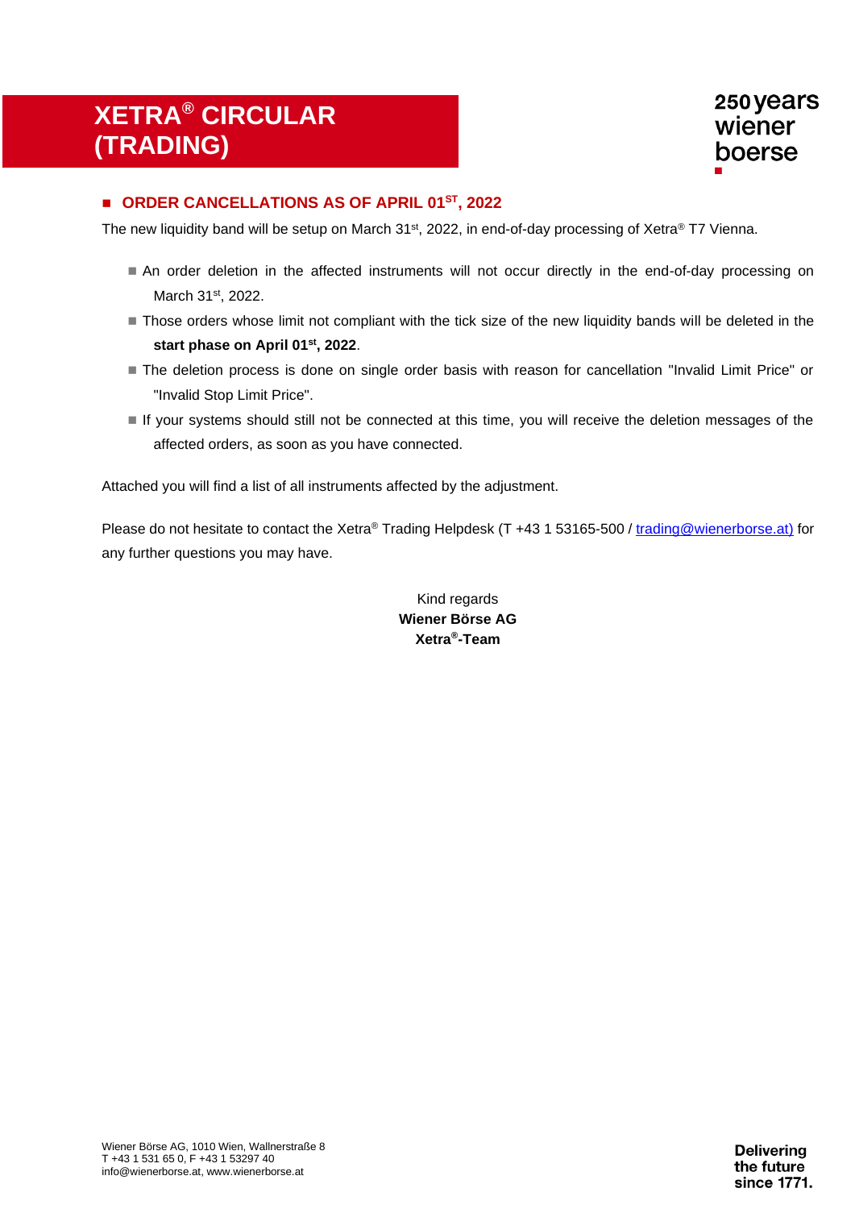# XETRA® CIRCULAR (TRADING)

## ORDER CANCELLATIONS AS OF APRIL 01ST, 2022

The new liquidity band will be setup on March 31st, 2022, in end-of-day processing of Xetra® T7 Vienna.

- An order deletion in the affected instruments will not occur directly in the end-of-day processing on March 31st, 2022.
- Those orders whose limit not compliant with the tick size of the new liquidity bands will be deleted in the **start phase on April 01st, 2022**.
- The deletion process is done on single order basis with reason for cancellation "Invalid Limit Price" or "Invalid Stop Limit Price".
- If your systems should still not be connected at this time, you will receive the deletion messages of the affected orders, as soon as you have connected.

Attached you will find a list of all instruments affected by the adjustment.

Please do not hesitate to contact the Xetra® Trading Helpdesk (T +43 1 53165-500 / trading@wienerborse.at) for any further questions you may have.

Kind regards
**Wiener Börse AG**
**Xetra®-Team**

Wiener Börse AG, 1010 Wien, Wallnerstraße 8
T +43 1 531 65 0, F +43 1 53297 40
info@wienerborse.at, www.wienerborse.at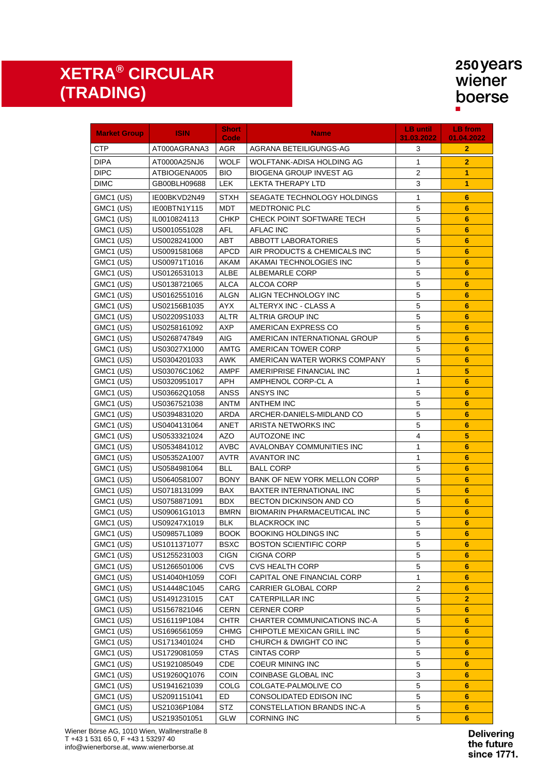# XETRA® CIRCULAR (TRADING)

250 years wiener boerse

| Market Group | ISIN | Short Code | Name | LB until 31.03.2022 | LB from 01.04.2022 |
|---|---|---|---|---|---|
| CTP | AT000AGRANA3 | AGR | AGRANA BETEILIGUNGS-AG | 3 | 2 |
| DIPA | AT0000A25NJ6 | WOLF | WOLFTANK-ADISA HOLDING AG | 1 | 2 |
| DIPC | ATBIOGENA005 | BIO | BIOGENA GROUP INVEST AG | 2 | 1 |
| DIMC | GB00BLH09688 | LEK | LEKTA THERAPY LTD | 3 | 1 |
| GMC1 (US) | IE00BKVD2N49 | STXH | SEAGATE TECHNOLOGY HOLDINGS | 1 | 6 |
| GMC1 (US) | IE00BTN1Y115 | MDT | MEDTRONIC PLC | 5 | 6 |
| GMC1 (US) | IL0010824113 | CHKP | CHECK POINT SOFTWARE TECH | 5 | 6 |
| GMC1 (US) | US0010551028 | AFL | AFLAC INC | 5 | 6 |
| GMC1 (US) | US0028241000 | ABT | ABBOTT LABORATORIES | 5 | 6 |
| GMC1 (US) | US0091581068 | APCD | AIR PRODUCTS & CHEMICALS INC | 5 | 6 |
| GMC1 (US) | US00971T1016 | AKAM | AKAMAI TECHNOLOGIES INC | 5 | 6 |
| GMC1 (US) | US0126531013 | ALBE | ALBEMARLE CORP | 5 | 6 |
| GMC1 (US) | US0138721065 | ALCA | ALCOA CORP | 5 | 6 |
| GMC1 (US) | US0162551016 | ALGN | ALIGN TECHNOLOGY INC | 5 | 6 |
| GMC1 (US) | US02156B1035 | AYX | ALTERYX INC - CLASS A | 5 | 6 |
| GMC1 (US) | US02209S1033 | ALTR | ALTRIA GROUP INC | 5 | 6 |
| GMC1 (US) | US0258161092 | AXP | AMERICAN EXPRESS CO | 5 | 6 |
| GMC1 (US) | US0268747849 | AIG | AMERICAN INTERNATIONAL GROUP | 5 | 6 |
| GMC1 (US) | US03027X1000 | AMTG | AMERICAN TOWER CORP | 5 | 6 |
| GMC1 (US) | US0304201033 | AWK | AMERICAN WATER WORKS COMPANY | 5 | 6 |
| GMC1 (US) | US03076C1062 | AMPF | AMERIPRISE FINANCIAL INC | 1 | 5 |
| GMC1 (US) | US0320951017 | APH | AMPHENOL CORP-CL A | 1 | 6 |
| GMC1 (US) | US03662Q1058 | ANSS | ANSYS INC | 5 | 6 |
| GMC1 (US) | US0367521038 | ANTM | ANTHEM INC | 5 | 6 |
| GMC1 (US) | US0394831020 | ARDA | ARCHER-DANIELS-MIDLAND CO | 5 | 6 |
| GMC1 (US) | US0404131064 | ANET | ARISTA NETWORKS INC | 5 | 6 |
| GMC1 (US) | US0533321024 | AZO | AUTOZONE INC | 4 | 5 |
| GMC1 (US) | US0534841012 | AVBC | AVALONBAY COMMUNITIES INC | 1 | 6 |
| GMC1 (US) | US05352A1007 | AVTR | AVANTOR INC | 1 | 6 |
| GMC1 (US) | US0584981064 | BLL | BALL CORP | 5 | 6 |
| GMC1 (US) | US0640581007 | BONY | BANK OF NEW YORK MELLON CORP | 5 | 6 |
| GMC1 (US) | US0718131099 | BAX | BAXTER INTERNATIONAL INC | 5 | 6 |
| GMC1 (US) | US0758871091 | BDX | BECTON DICKINSON AND CO | 5 | 6 |
| GMC1 (US) | US09061G1013 | BMRN | BIOMARIN PHARMACEUTICAL INC | 5 | 6 |
| GMC1 (US) | US09247X1019 | BLK | BLACKROCK INC | 5 | 6 |
| GMC1 (US) | US09857L1089 | BOOK | BOOKING HOLDINGS INC | 5 | 6 |
| GMC1 (US) | US1011371077 | BSXC | BOSTON SCIENTIFIC CORP | 5 | 6 |
| GMC1 (US) | US1255231003 | CIGN | CIGNA CORP | 5 | 6 |
| GMC1 (US) | US1266501006 | CVS | CVS HEALTH CORP | 5 | 6 |
| GMC1 (US) | US14040H1059 | COFI | CAPITAL ONE FINANCIAL CORP | 1 | 6 |
| GMC1 (US) | US14448C1045 | CARG | CARRIER GLOBAL CORP | 2 | 6 |
| GMC1 (US) | US1491231015 | CAT | CATERPILLAR INC | 5 | 2 |
| GMC1 (US) | US1567821046 | CERN | CERNER CORP | 5 | 6 |
| GMC1 (US) | US16119P1084 | CHTR | CHARTER COMMUNICATIONS INC-A | 5 | 6 |
| GMC1 (US) | US1696561059 | CHMG | CHIPOTLE MEXICAN GRILL INC | 5 | 6 |
| GMC1 (US) | US1713401024 | CHD | CHURCH & DWIGHT CO INC | 5 | 6 |
| GMC1 (US) | US1729081059 | CTAS | CINTAS CORP | 5 | 6 |
| GMC1 (US) | US1921085049 | CDE | COEUR MINING INC | 5 | 6 |
| GMC1 (US) | US19260Q1076 | COIN | COINBASE GLOBAL INC | 3 | 6 |
| GMC1 (US) | US1941621039 | COLG | COLGATE-PALMOLIVE CO | 5 | 6 |
| GMC1 (US) | US2091151041 | ED | CONSOLIDATED EDISON INC | 5 | 6 |
| GMC1 (US) | US21036P1084 | STZ | CONSTELLATION BRANDS INC-A | 5 | 6 |
| GMC1 (US) | US2193501051 | GLW | CORNING INC | 5 | 6 |

Wiener Börse AG, 1010 Wien, Wallnerstraße 8
T +43 1 531 65 0, F +43 1 53297 40
info@wienerborse.at, www.wienerborse.at

Delivering the future since 1771.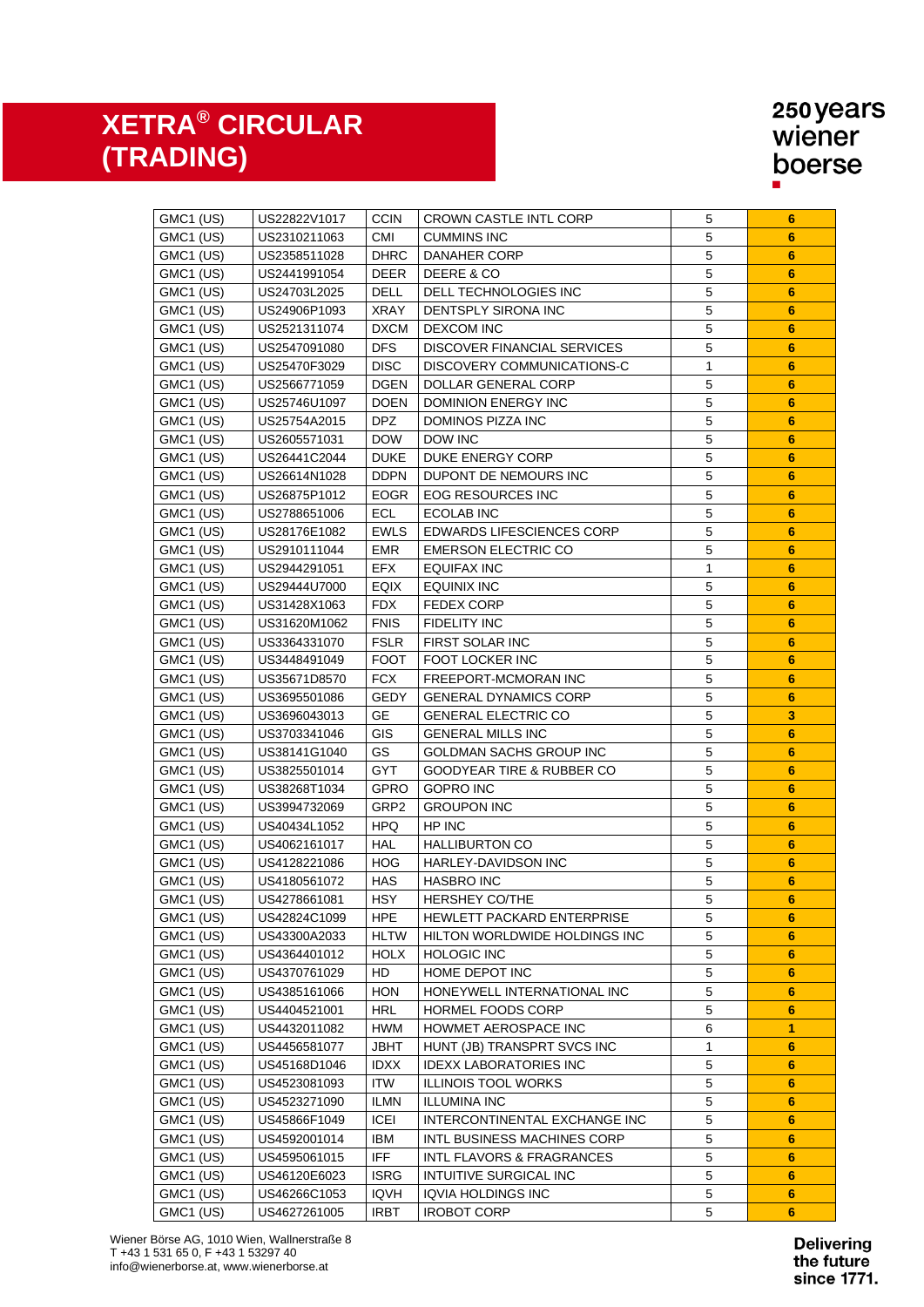# XETRA® CIRCULAR (TRADING)

| | | | | | |
|---|---|---|---|---|---|
| GMC1 (US) | US22822V1017 | CCIN | CROWN CASTLE INTL CORP | 5 | **6** |
| GMC1 (US) | US2310211063 | CMI | CUMMINS INC | 5 | **6** |
| GMC1 (US) | US2358511028 | DHRC | DANAHER CORP | 5 | **6** |
| GMC1 (US) | US2441991054 | DEER | DEERE & CO | 5 | **6** |
| GMC1 (US) | US24703L2025 | DELL | DELL TECHNOLOGIES INC | 5 | **6** |
| GMC1 (US) | US24906P1093 | XRAY | DENTSPLY SIRONA INC | 5 | **6** |
| GMC1 (US) | US2521311074 | DXCM | DEXCOM INC | 5 | **6** |
| GMC1 (US) | US2547091080 | DFS | DISCOVER FINANCIAL SERVICES | 5 | **6** |
| GMC1 (US) | US25470F3029 | DISC | DISCOVERY COMMUNICATIONS-C | 1 | **6** |
| GMC1 (US) | US2566771059 | DGEN | DOLLAR GENERAL CORP | 5 | **6** |
| GMC1 (US) | US25746U1097 | DOEN | DOMINION ENERGY INC | 5 | **6** |
| GMC1 (US) | US25754A2015 | DPZ | DOMINOS PIZZA INC | 5 | **6** |
| GMC1 (US) | US2605571031 | DOW | DOW INC | 5 | **6** |
| GMC1 (US) | US26441C2044 | DUKE | DUKE ENERGY CORP | 5 | **6** |
| GMC1 (US) | US26614N1028 | DDPN | DUPONT DE NEMOURS INC | 5 | **6** |
| GMC1 (US) | US26875P1012 | EOGR | EOG RESOURCES INC | 5 | **6** |
| GMC1 (US) | US2788651006 | ECL | ECOLAB INC | 5 | **6** |
| GMC1 (US) | US28176E1082 | EWLS | EDWARDS LIFESCIENCES CORP | 5 | **6** |
| GMC1 (US) | US2910111044 | EMR | EMERSON ELECTRIC CO | 5 | **6** |
| GMC1 (US) | US2944291051 | EFX | EQUIFAX INC | 1 | **6** |
| GMC1 (US) | US29444U7000 | EQIX | EQUINIX INC | 5 | **6** |
| GMC1 (US) | US31428X1063 | FDX | FEDEX CORP | 5 | **6** |
| GMC1 (US) | US31620M1062 | FNIS | FIDELITY INC | 5 | **6** |
| GMC1 (US) | US3364331070 | FSLR | FIRST SOLAR INC | 5 | **6** |
| GMC1 (US) | US3448491049 | FOOT | FOOT LOCKER INC | 5 | **6** |
| GMC1 (US) | US35671D8570 | FCX | FREEPORT-MCMORAN INC | 5 | **6** |
| GMC1 (US) | US3695501086 | GEDY | GENERAL DYNAMICS CORP | 5 | **6** |
| GMC1 (US) | US3696043013 | GE | GENERAL ELECTRIC CO | 5 | **3** |
| GMC1 (US) | US3703341046 | GIS | GENERAL MILLS INC | 5 | **6** |
| GMC1 (US) | US38141G1040 | GS | GOLDMAN SACHS GROUP INC | 5 | **6** |
| GMC1 (US) | US3825501014 | GYT | GOODYEAR TIRE & RUBBER CO | 5 | **6** |
| GMC1 (US) | US38268T1034 | GPRO | GOPRO INC | 5 | **6** |
| GMC1 (US) | US3994732069 | GRP2 | GROUPON INC | 5 | **6** |
| GMC1 (US) | US40434L1052 | HPQ | HP INC | 5 | **6** |
| GMC1 (US) | US4062161017 | HAL | HALLIBURTON CO | 5 | **6** |
| GMC1 (US) | US4128221086 | HOG | HARLEY-DAVIDSON INC | 5 | **6** |
| GMC1 (US) | US4180561072 | HAS | HASBRO INC | 5 | **6** |
| GMC1 (US) | US4278661081 | HSY | HERSHEY CO/THE | 5 | **6** |
| GMC1 (US) | US42824C1099 | HPE | HEWLETT PACKARD ENTERPRISE | 5 | **6** |
| GMC1 (US) | US43300A2033 | HLTW | HILTON WORLDWIDE HOLDINGS INC | 5 | **6** |
| GMC1 (US) | US4364401012 | HOLX | HOLOGIC INC | 5 | **6** |
| GMC1 (US) | US4370761029 | HD | HOME DEPOT INC | 5 | **6** |
| GMC1 (US) | US4385161066 | HON | HONEYWELL INTERNATIONAL INC | 5 | **6** |
| GMC1 (US) | US4404521001 | HRL | HORMEL FOODS CORP | 5 | **6** |
| GMC1 (US) | US4432011082 | HWM | HOWMET AEROSPACE INC | 6 | **1** |
| GMC1 (US) | US4456581077 | JBHT | HUNT (JB) TRANSPRT SVCS INC | 1 | **6** |
| GMC1 (US) | US45168D1046 | IDXX | IDEXX LABORATORIES INC | 5 | **6** |
| GMC1 (US) | US4523081093 | ITW | ILLINOIS TOOL WORKS | 5 | **6** |
| GMC1 (US) | US4523271090 | ILMN | ILLUMINA INC | 5 | **6** |
| GMC1 (US) | US45866F1049 | ICEI | INTERCONTINENTAL EXCHANGE INC | 5 | **6** |
| GMC1 (US) | US4592001014 | IBM | INTL BUSINESS MACHINES CORP | 5 | **6** |
| GMC1 (US) | US4595061015 | IFF | INTL FLAVORS & FRAGRANCES | 5 | **6** |
| GMC1 (US) | US46120E6023 | ISRG | INTUITIVE SURGICAL INC | 5 | **6** |
| GMC1 (US) | US46266C1053 | IQVH | IQVIA HOLDINGS INC | 5 | **6** |
| GMC1 (US) | US4627261005 | IRBT | IROBOT CORP | 5 | **6** |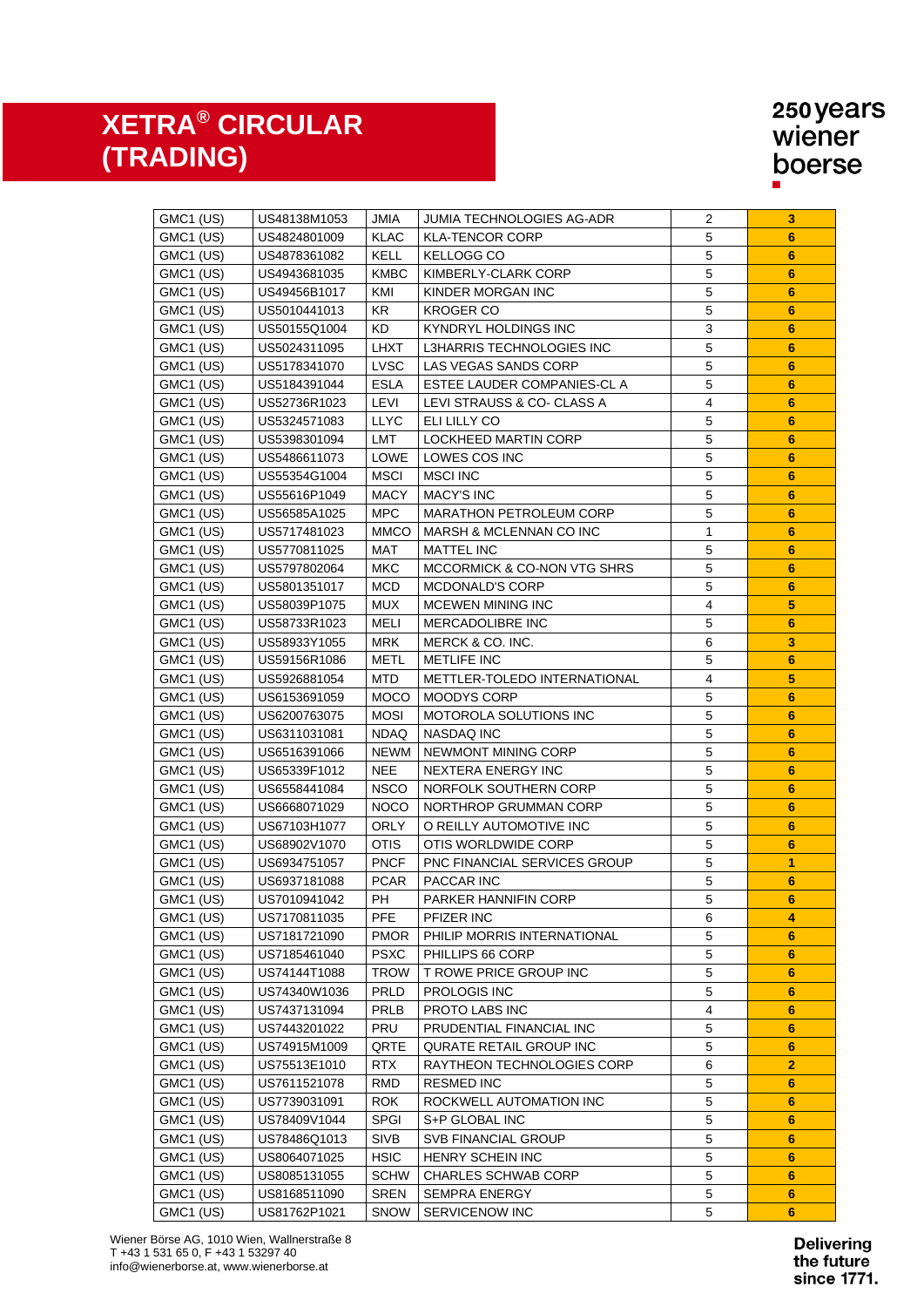# XETRA® CIRCULAR (TRADING)

| | | | | | |
|---|---|---|---|---|---|
| GMC1 (US) | US48138M1053 | JMIA | JUMIA TECHNOLOGIES AG-ADR | 2 | **3** |
| GMC1 (US) | US4824801009 | KLAC | KLA-TENCOR CORP | 5 | **6** |
| GMC1 (US) | US4878361082 | KELL | KELLOGG CO | 5 | **6** |
| GMC1 (US) | US4943681035 | KMBC | KIMBERLY-CLARK CORP | 5 | **6** |
| GMC1 (US) | US49456B1017 | KMI | KINDER MORGAN INC | 5 | **6** |
| GMC1 (US) | US5010441013 | KR | KROGER CO | 5 | **6** |
| GMC1 (US) | US50155Q1004 | KD | KYNDRYL HOLDINGS INC | 3 | **6** |
| GMC1 (US) | US5024311095 | LHXT | L3HARRIS TECHNOLOGIES INC | 5 | **6** |
| GMC1 (US) | US5178341070 | LVSC | LAS VEGAS SANDS CORP | 5 | **6** |
| GMC1 (US) | US5184391044 | ESLA | ESTEE LAUDER COMPANIES-CL A | 5 | **6** |
| GMC1 (US) | US52736R1023 | LEVI | LEVI STRAUSS & CO- CLASS A | 4 | **6** |
| GMC1 (US) | US5324571083 | LLYC | ELI LILLY CO | 5 | **6** |
| GMC1 (US) | US5398301094 | LMT | LOCKHEED MARTIN CORP | 5 | **6** |
| GMC1 (US) | US5486611073 | LOWE | LOWES COS INC | 5 | **6** |
| GMC1 (US) | US55354G1004 | MSCI | MSCI INC | 5 | **6** |
| GMC1 (US) | US55616P1049 | MACY | MACY'S INC | 5 | **6** |
| GMC1 (US) | US56585A1025 | MPC | MARATHON PETROLEUM CORP | 5 | **6** |
| GMC1 (US) | US5717481023 | MMCO | MARSH & MCLENNAN CO INC | 1 | **6** |
| GMC1 (US) | US5770811025 | MAT | MATTEL INC | 5 | **6** |
| GMC1 (US) | US5797802064 | MKC | MCCORMICK & CO-NON VTG SHRS | 5 | **6** |
| GMC1 (US) | US5801351017 | MCD | MCDONALD'S CORP | 5 | **6** |
| GMC1 (US) | US58039P1075 | MUX | MCEWEN MINING INC | 4 | **5** |
| GMC1 (US) | US58733R1023 | MELI | MERCADOLIBRE INC | 5 | **6** |
| GMC1 (US) | US58933Y1055 | MRK | MERCK & CO. INC. | 6 | **3** |
| GMC1 (US) | US59156R1086 | METL | METLIFE INC | 5 | **6** |
| GMC1 (US) | US5926881054 | MTD | METTLER-TOLEDO INTERNATIONAL | 4 | **5** |
| GMC1 (US) | US6153691059 | MOCO | MOODYS CORP | 5 | **6** |
| GMC1 (US) | US6200763075 | MOSI | MOTOROLA SOLUTIONS INC | 5 | **6** |
| GMC1 (US) | US6311031081 | NDAQ | NASDAQ INC | 5 | **6** |
| GMC1 (US) | US6516391066 | NEWM | NEWMONT MINING CORP | 5 | **6** |
| GMC1 (US) | US65339F1012 | NEE | NEXTERA ENERGY INC | 5 | **6** |
| GMC1 (US) | US6558441084 | NSCO | NORFOLK SOUTHERN CORP | 5 | **6** |
| GMC1 (US) | US6668071029 | NOCO | NORTHROP GRUMMAN CORP | 5 | **6** |
| GMC1 (US) | US67103H1077 | ORLY | O REILLY AUTOMOTIVE INC | 5 | **6** |
| GMC1 (US) | US68902V1070 | OTIS | OTIS WORLDWIDE CORP | 5 | **6** |
| GMC1 (US) | US6934751057 | PNCF | PNC FINANCIAL SERVICES GROUP | 5 | **1** |
| GMC1 (US) | US6937181088 | PCAR | PACCAR INC | 5 | **6** |
| GMC1 (US) | US7010941042 | PH | PARKER HANNIFIN CORP | 5 | **6** |
| GMC1 (US) | US7170811035 | PFE | PFIZER INC | 6 | **4** |
| GMC1 (US) | US7181721090 | PMOR | PHILIP MORRIS INTERNATIONAL | 5 | **6** |
| GMC1 (US) | US7185461040 | PSXC | PHILLIPS 66 CORP | 5 | **6** |
| GMC1 (US) | US74144T1088 | TROW | T ROWE PRICE GROUP INC | 5 | **6** |
| GMC1 (US) | US74340W1036 | PRLD | PROLOGIS INC | 5 | **6** |
| GMC1 (US) | US7437131094 | PRLB | PROTO LABS INC | 4 | **6** |
| GMC1 (US) | US7443201022 | PRU | PRUDENTIAL FINANCIAL INC | 5 | **6** |
| GMC1 (US) | US74915M1009 | QRTE | QURATE RETAIL GROUP INC | 5 | **6** |
| GMC1 (US) | US75513E1010 | RTX | RAYTHEON TECHNOLOGIES CORP | 6 | **2** |
| GMC1 (US) | US7611521078 | RMD | RESMED INC | 5 | **6** |
| GMC1 (US) | US7739031091 | ROK | ROCKWELL AUTOMATION INC | 5 | **6** |
| GMC1 (US) | US78409V1044 | SPGI | S+P GLOBAL INC | 5 | **6** |
| GMC1 (US) | US78486Q1013 | SIVB | SVB FINANCIAL GROUP | 5 | **6** |
| GMC1 (US) | US8064071025 | HSIC | HENRY SCHEIN INC | 5 | **6** |
| GMC1 (US) | US8085131055 | SCHW | CHARLES SCHWAB CORP | 5 | **6** |
| GMC1 (US) | US8168511090 | SREN | SEMPRA ENERGY | 5 | **6** |
| GMC1 (US) | US81762P1021 | SNOW | SERVICENOW INC | 5 | **6** |

Wiener Börse AG, 1010 Wien, Wallnerstraße 8
T +43 1 531 65 0, F +43 1 53297 40
info@wienerborse.at, www.wienerborse.at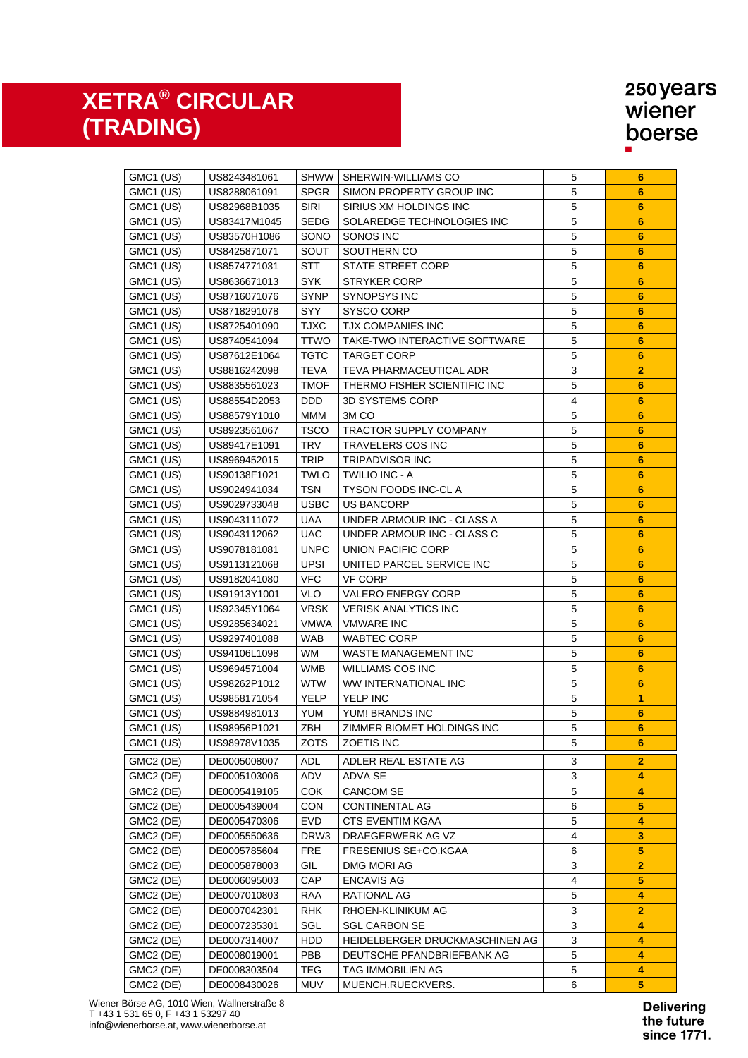# XETRA® CIRCULAR (TRADING)

| | | | | | |
|---|---|---|---|---|---|
| GMC1 (US) | US8243481061 | SHWW | SHERWIN-WILLIAMS CO | 5 | **6** |
| GMC1 (US) | US8288061091 | SPGR | SIMON PROPERTY GROUP INC | 5 | **6** |
| GMC1 (US) | US82968B1035 | SIRI | SIRIUS XM HOLDINGS INC | 5 | **6** |
| GMC1 (US) | US83417M1045 | SEDG | SOLAREDGE TECHNOLOGIES INC | 5 | **6** |
| GMC1 (US) | US83570H1086 | SONO | SONOS INC | 5 | **6** |
| GMC1 (US) | US8425871071 | SOUT | SOUTHERN CO | 5 | **6** |
| GMC1 (US) | US8574771031 | STT | STATE STREET CORP | 5 | **6** |
| GMC1 (US) | US8636671013 | SYK | STRYKER CORP | 5 | **6** |
| GMC1 (US) | US8716071076 | SYNP | SYNOPSYS INC | 5 | **6** |
| GMC1 (US) | US8718291078 | SYY | SYSCO CORP | 5 | **6** |
| GMC1 (US) | US8725401090 | TJXC | TJX COMPANIES INC | 5 | **6** |
| GMC1 (US) | US8740541094 | TTWO | TAKE-TWO INTERACTIVE SOFTWARE | 5 | **6** |
| GMC1 (US) | US87612E1064 | TGTC | TARGET CORP | 5 | **6** |
| GMC1 (US) | US8816242098 | TEVA | TEVA PHARMACEUTICAL ADR | 3 | **2** |
| GMC1 (US) | US8835561023 | TMOF | THERMO FISHER SCIENTIFIC INC | 5 | **6** |
| GMC1 (US) | US88554D2053 | DDD | 3D SYSTEMS CORP | 4 | **6** |
| GMC1 (US) | US88579Y1010 | MMM | 3M CO | 5 | **6** |
| GMC1 (US) | US8923561067 | TSCO | TRACTOR SUPPLY COMPANY | 5 | **6** |
| GMC1 (US) | US89417E1091 | TRV | TRAVELERS COS INC | 5 | **6** |
| GMC1 (US) | US8969452015 | TRIP | TRIPADVISOR INC | 5 | **6** |
| GMC1 (US) | US90138F1021 | TWLO | TWILIO INC - A | 5 | **6** |
| GMC1 (US) | US9024941034 | TSN | TYSON FOODS INC-CL A | 5 | **6** |
| GMC1 (US) | US9029733048 | USBC | US BANCORP | 5 | **6** |
| GMC1 (US) | US9043111072 | UAA | UNDER ARMOUR INC - CLASS A | 5 | **6** |
| GMC1 (US) | US9043112062 | UAC | UNDER ARMOUR INC - CLASS C | 5 | **6** |
| GMC1 (US) | US9078181081 | UNPC | UNION PACIFIC CORP | 5 | **6** |
| GMC1 (US) | US9113121068 | UPSI | UNITED PARCEL SERVICE INC | 5 | **6** |
| GMC1 (US) | US9182041080 | VFC | VF CORP | 5 | **6** |
| GMC1 (US) | US91913Y1001 | VLO | VALERO ENERGY CORP | 5 | **6** |
| GMC1 (US) | US92345Y1064 | VRSK | VERISK ANALYTICS INC | 5 | **6** |
| GMC1 (US) | US9285634021 | VMWA | VMWARE INC | 5 | **6** |
| GMC1 (US) | US9297401088 | WAB | WABTEC CORP | 5 | **6** |
| GMC1 (US) | US94106L1098 | WM | WASTE MANAGEMENT INC | 5 | **6** |
| GMC1 (US) | US9694571004 | WMB | WILLIAMS COS INC | 5 | **6** |
| GMC1 (US) | US98262P1012 | WTW | WW INTERNATIONAL INC | 5 | **6** |
| GMC1 (US) | US9858171054 | YELP | YELP INC | 5 | **1** |
| GMC1 (US) | US9884981013 | YUM | YUM! BRANDS INC | 5 | **6** |
| GMC1 (US) | US98956P1021 | ZBH | ZIMMER BIOMET HOLDINGS INC | 5 | **6** |
| GMC1 (US) | US98978V1035 | ZOTS | ZOETIS INC | 5 | **6** |
| GMC2 (DE) | DE0005008007 | ADL | ADLER REAL ESTATE AG | 3 | **2** |
| GMC2 (DE) | DE0005103006 | ADV | ADVA SE | 3 | **4** |
| GMC2 (DE) | DE0005419105 | COK | CANCOM SE | 5 | **4** |
| GMC2 (DE) | DE0005439004 | CON | CONTINENTAL AG | 6 | **5** |
| GMC2 (DE) | DE0005470306 | EVD | CTS EVENTIM KGAA | 5 | **4** |
| GMC2 (DE) | DE0005550636 | DRW3 | DRAEGERWERK AG VZ | 4 | **3** |
| GMC2 (DE) | DE0005785604 | FRE | FRESENIUS SE+CO.KGAA | 6 | **5** |
| GMC2 (DE) | DE0005878003 | GIL | DMG MORI AG | 3 | **2** |
| GMC2 (DE) | DE0006095003 | CAP | ENCAVIS AG | 4 | **5** |
| GMC2 (DE) | DE0007010803 | RAA | RATIONAL AG | 5 | **4** |
| GMC2 (DE) | DE0007042301 | RHK | RHOEN-KLINIKUM AG | 3 | **2** |
| GMC2 (DE) | DE0007235301 | SGL | SGL CARBON SE | 3 | **4** |
| GMC2 (DE) | DE0007314007 | HDD | HEIDELBERGER DRUCKMASCHINEN AG | 3 | **4** |
| GMC2 (DE) | DE0008019001 | PBB | DEUTSCHE PFANDBRIEFBANK AG | 5 | **4** |
| GMC2 (DE) | DE0008303504 | TEG | TAG IMMOBILIEN AG | 5 | **4** |
| GMC2 (DE) | DE0008430026 | MUV | MUENCH.RUECKVERS. | 6 | **5** |

Wiener Börse AG, 1010 Wien, Wallnerstraße 8
T +43 1 531 65 0, F +43 1 53297 40
info@wienerborse.at, www.wienerborse.at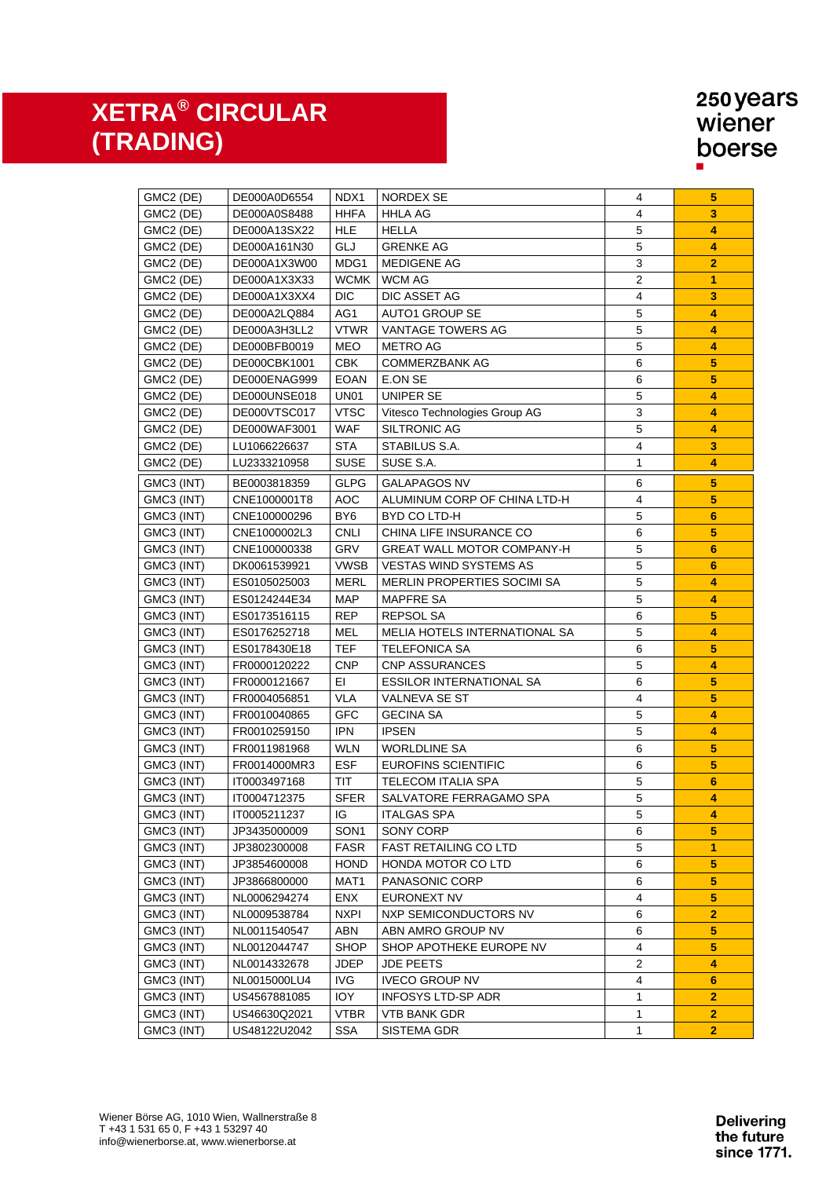# XETRA® CIRCULAR (TRADING)

| | | | | | |
|---|---|---|---|---|---|
| GMC2 (DE) | DE000A0D6554 | NDX1 | NORDEX SE | 4 | **5** |
| GMC2 (DE) | DE000A0S8488 | HHFA | HHLA AG | 4 | **3** |
| GMC2 (DE) | DE000A13SX22 | HLE | HELLA | 5 | **4** |
| GMC2 (DE) | DE000A161N30 | GLJ | GRENKE AG | 5 | **4** |
| GMC2 (DE) | DE000A1X3W00 | MDG1 | MEDIGENE AG | 3 | **2** |
| GMC2 (DE) | DE000A1X3X33 | WCMK | WCM AG | 2 | **1** |
| GMC2 (DE) | DE000A1X3XX4 | DIC | DIC ASSET AG | 4 | **3** |
| GMC2 (DE) | DE000A2LQ884 | AG1 | AUTO1 GROUP SE | 5 | **4** |
| GMC2 (DE) | DE000A3H3LL2 | VTWR | VANTAGE TOWERS AG | 5 | **4** |
| GMC2 (DE) | DE000BFB0019 | MEO | METRO AG | 5 | **4** |
| GMC2 (DE) | DE000CBK1001 | CBK | COMMERZBANK AG | 6 | **5** |
| GMC2 (DE) | DE000ENAG999 | EOAN | E.ON SE | 6 | **5** |
| GMC2 (DE) | DE000UNSE018 | UN01 | UNIPER SE | 5 | **4** |
| GMC2 (DE) | DE000VTSC017 | VTSC | Vitesco Technologies Group AG | 3 | **4** |
| GMC2 (DE) | DE000WAF3001 | WAF | SILTRONIC AG | 5 | **4** |
| GMC2 (DE) | LU1066226637 | STA | STABILUS S.A. | 4 | **3** |
| GMC2 (DE) | LU2333210958 | SUSE | SUSE S.A. | 1 | **4** |
| GMC3 (INT) | BE0003818359 | GLPG | GALAPAGOS NV | 6 | **5** |
| GMC3 (INT) | CNE1000001T8 | AOC | ALUMINUM CORP OF CHINA LTD-H | 4 | **5** |
| GMC3 (INT) | CNE100000296 | BY6 | BYD CO LTD-H | 5 | **6** |
| GMC3 (INT) | CNE1000002L3 | CNLI | CHINA LIFE INSURANCE CO | 6 | **5** |
| GMC3 (INT) | CNE100000338 | GRV | GREAT WALL MOTOR COMPANY-H | 5 | **6** |
| GMC3 (INT) | DK0061539921 | VWSB | VESTAS WIND SYSTEMS AS | 5 | **6** |
| GMC3 (INT) | ES0105025003 | MERL | MERLIN PROPERTIES SOCIMI SA | 5 | **4** |
| GMC3 (INT) | ES0124244E34 | MAP | MAPFRE SA | 5 | **4** |
| GMC3 (INT) | ES0173516115 | REP | REPSOL SA | 6 | **5** |
| GMC3 (INT) | ES0176252718 | MEL | MELIA HOTELS INTERNATIONAL SA | 5 | **4** |
| GMC3 (INT) | ES0178430E18 | TEF | TELEFONICA SA | 6 | **5** |
| GMC3 (INT) | FR0000120222 | CNP | CNP ASSURANCES | 5 | **4** |
| GMC3 (INT) | FR0000121667 | EI | ESSILOR INTERNATIONAL SA | 6 | **5** |
| GMC3 (INT) | FR0004056851 | VLA | VALNEVA SE ST | 4 | **5** |
| GMC3 (INT) | FR0010040865 | GFC | GECINA SA | 5 | **4** |
| GMC3 (INT) | FR0010259150 | IPN | IPSEN | 5 | **4** |
| GMC3 (INT) | FR0011981968 | WLN | WORLDLINE SA | 6 | **5** |
| GMC3 (INT) | FR0014000MR3 | ESF | EUROFINS SCIENTIFIC | 6 | **5** |
| GMC3 (INT) | IT0003497168 | TIT | TELECOM ITALIA SPA | 5 | **6** |
| GMC3 (INT) | IT0004712375 | SFER | SALVATORE FERRAGAMO SPA | 5 | **4** |
| GMC3 (INT) | IT0005211237 | IG | ITALGAS SPA | 5 | **4** |
| GMC3 (INT) | JP3435000009 | SON1 | SONY CORP | 6 | **5** |
| GMC3 (INT) | JP3802300008 | FASR | FAST RETAILING CO LTD | 5 | **1** |
| GMC3 (INT) | JP3854600008 | HOND | HONDA MOTOR CO LTD | 6 | **5** |
| GMC3 (INT) | JP3866800000 | MAT1 | PANASONIC CORP | 6 | **5** |
| GMC3 (INT) | NL0006294274 | ENX | EURONEXT NV | 4 | **5** |
| GMC3 (INT) | NL0009538784 | NXPI | NXP SEMICONDUCTORS NV | 6 | **2** |
| GMC3 (INT) | NL0011540547 | ABN | ABN AMRO GROUP NV | 6 | **5** |
| GMC3 (INT) | NL0012044747 | SHOP | SHOP APOTHEKE EUROPE NV | 4 | **5** |
| GMC3 (INT) | NL0014332678 | JDEP | JDE PEETS | 2 | **4** |
| GMC3 (INT) | NL0015000LU4 | IVG | IVECO GROUP NV | 4 | **6** |
| GMC3 (INT) | US4567881085 | IOY | INFOSYS LTD-SP ADR | 1 | **2** |
| GMC3 (INT) | US46630Q2021 | VTBR | VTB BANK GDR | 1 | **2** |
| GMC3 (INT) | US48122U2042 | SSA | SISTEMA GDR | 1 | **2** |

Wiener Börse AG, 1010 Wien, Wallnerstraße 8
T +43 1 531 65 0, F +43 1 53297 40
info@wienerborse.at, www.wienerborse.at